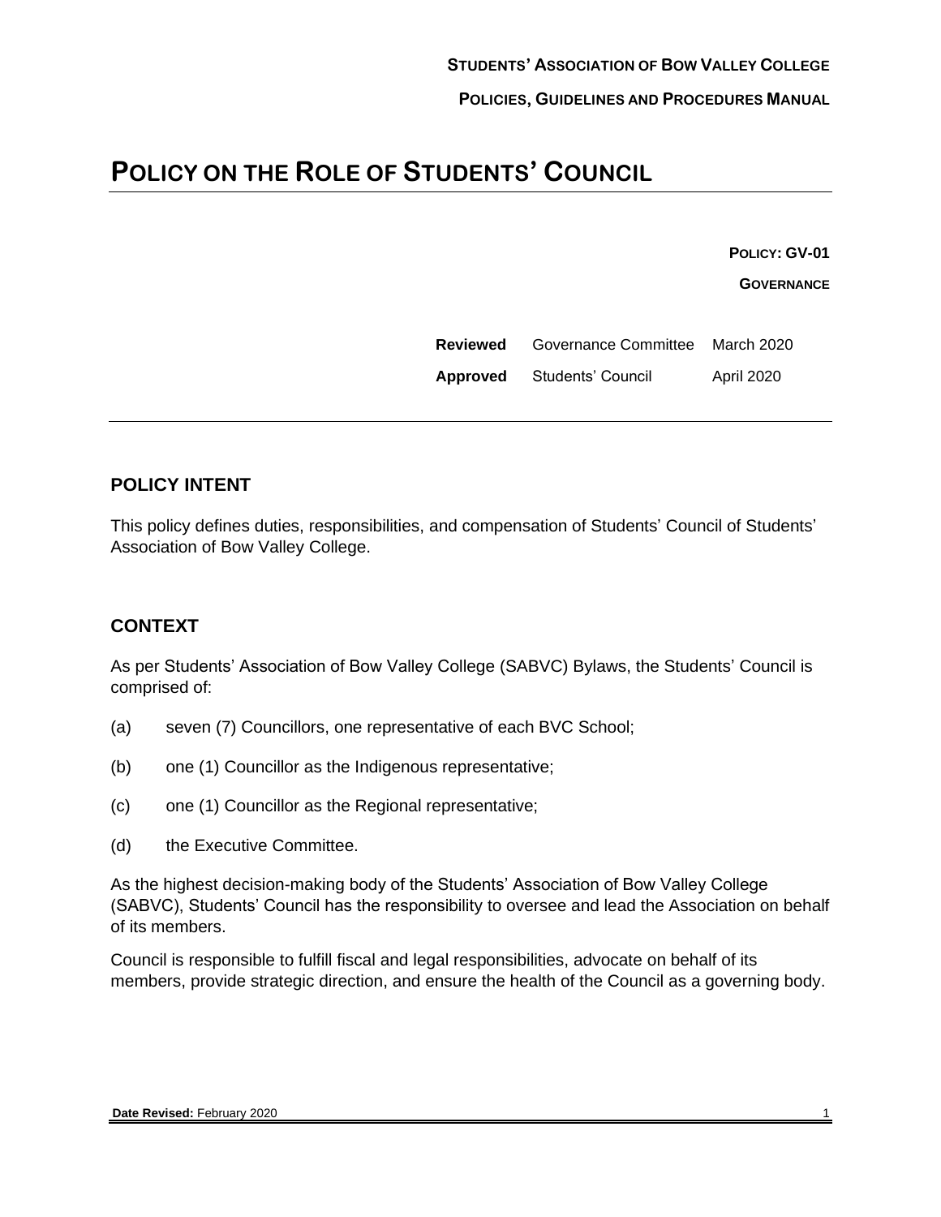**STUDENTS' ASSOCIATION OF BOW VALLEY COLLEGE**

**POLICIES, GUIDELINES AND PROCEDURES MANUAL**

# POLICY ON THE ROLE OF STUDENTS' COUNCIL

**POLICY: GV-01**

**GOVERNANCE**

| | | |
|---|---|---|
| **Reviewed** | Governance Committee | March 2020 |
| **Approved** | Students' Council | April 2020 |

## POLICY INTENT

This policy defines duties, responsibilities, and compensation of Students' Council of Students' Association of Bow Valley College.

## CONTEXT

As per Students' Association of Bow Valley College (SABVC) Bylaws, the Students' Council is comprised of:

(a) seven (7) Councillors, one representative of each BVC School;

(b) one (1) Councillor as the Indigenous representative;

(c) one (1) Councillor as the Regional representative;

(d) the Executive Committee.

As the highest decision-making body of the Students' Association of Bow Valley College (SABVC), Students' Council has the responsibility to oversee and lead the Association on behalf of its members.

Council is responsible to fulfill fiscal and legal responsibilities, advocate on behalf of its members, provide strategic direction, and ensure the health of the Council as a governing body.

**Date Revised:** February 2020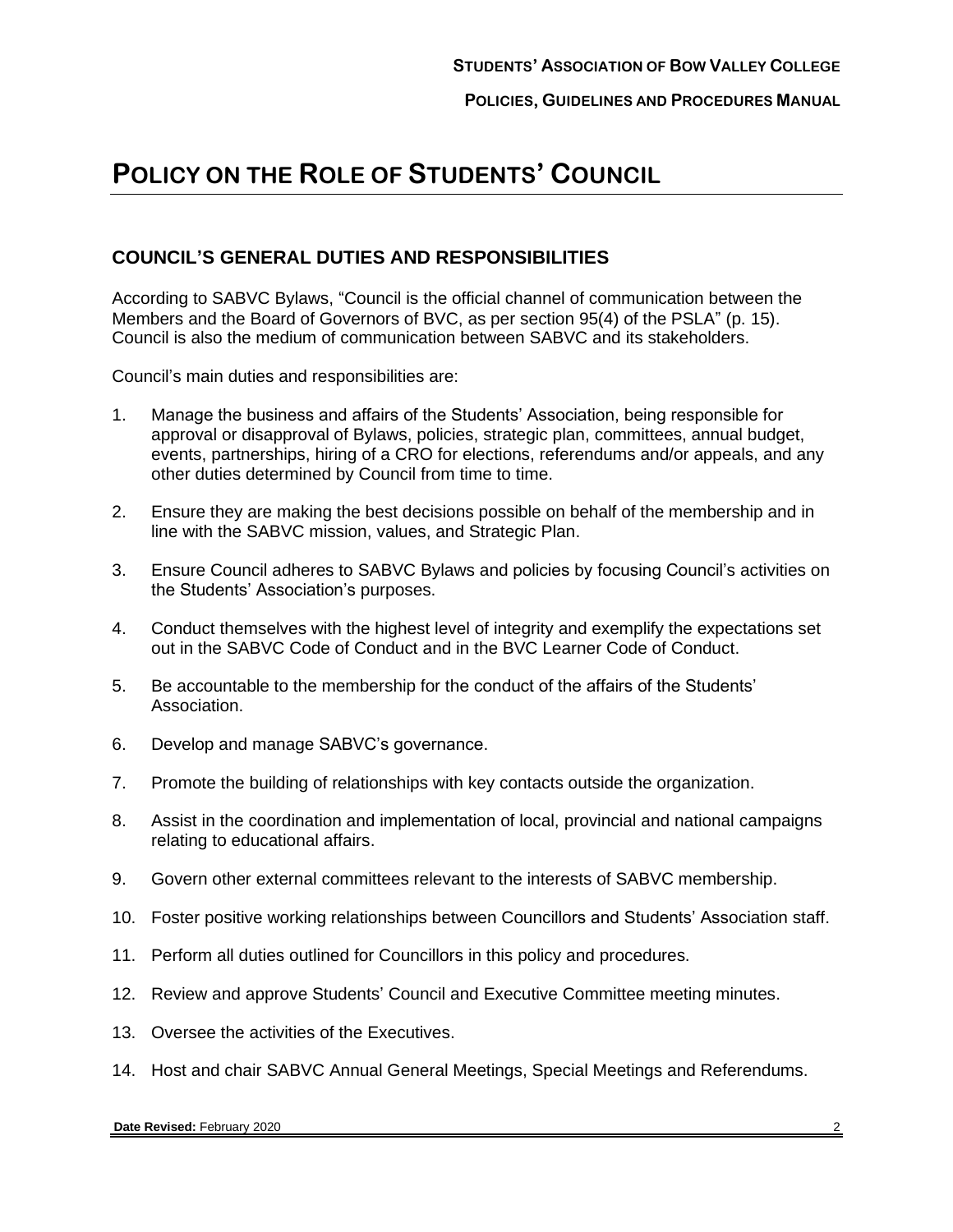# POLICY ON THE ROLE OF STUDENTS' COUNCIL

## COUNCIL'S GENERAL DUTIES AND RESPONSIBILITIES

According to SABVC Bylaws, "Council is the official channel of communication between the Members and the Board of Governors of BVC, as per section 95(4) of the PSLA" (p. 15). Council is also the medium of communication between SABVC and its stakeholders.

Council's main duties and responsibilities are:

1. Manage the business and affairs of the Students' Association, being responsible for approval or disapproval of Bylaws, policies, strategic plan, committees, annual budget, events, partnerships, hiring of a CRO for elections, referendums and/or appeals, and any other duties determined by Council from time to time.
2. Ensure they are making the best decisions possible on behalf of the membership and in line with the SABVC mission, values, and Strategic Plan.
3. Ensure Council adheres to SABVC Bylaws and policies by focusing Council's activities on the Students' Association's purposes.
4. Conduct themselves with the highest level of integrity and exemplify the expectations set out in the SABVC Code of Conduct and in the BVC Learner Code of Conduct.
5. Be accountable to the membership for the conduct of the affairs of the Students' Association.
6. Develop and manage SABVC's governance.
7. Promote the building of relationships with key contacts outside the organization.
8. Assist in the coordination and implementation of local, provincial and national campaigns relating to educational affairs.
9. Govern other external committees relevant to the interests of SABVC membership.
10. Foster positive working relationships between Councillors and Students' Association staff.
11. Perform all duties outlined for Councillors in this policy and procedures.
12. Review and approve Students' Council and Executive Committee meeting minutes.
13. Oversee the activities of the Executives.
14. Host and chair SABVC Annual General Meetings, Special Meetings and Referendums.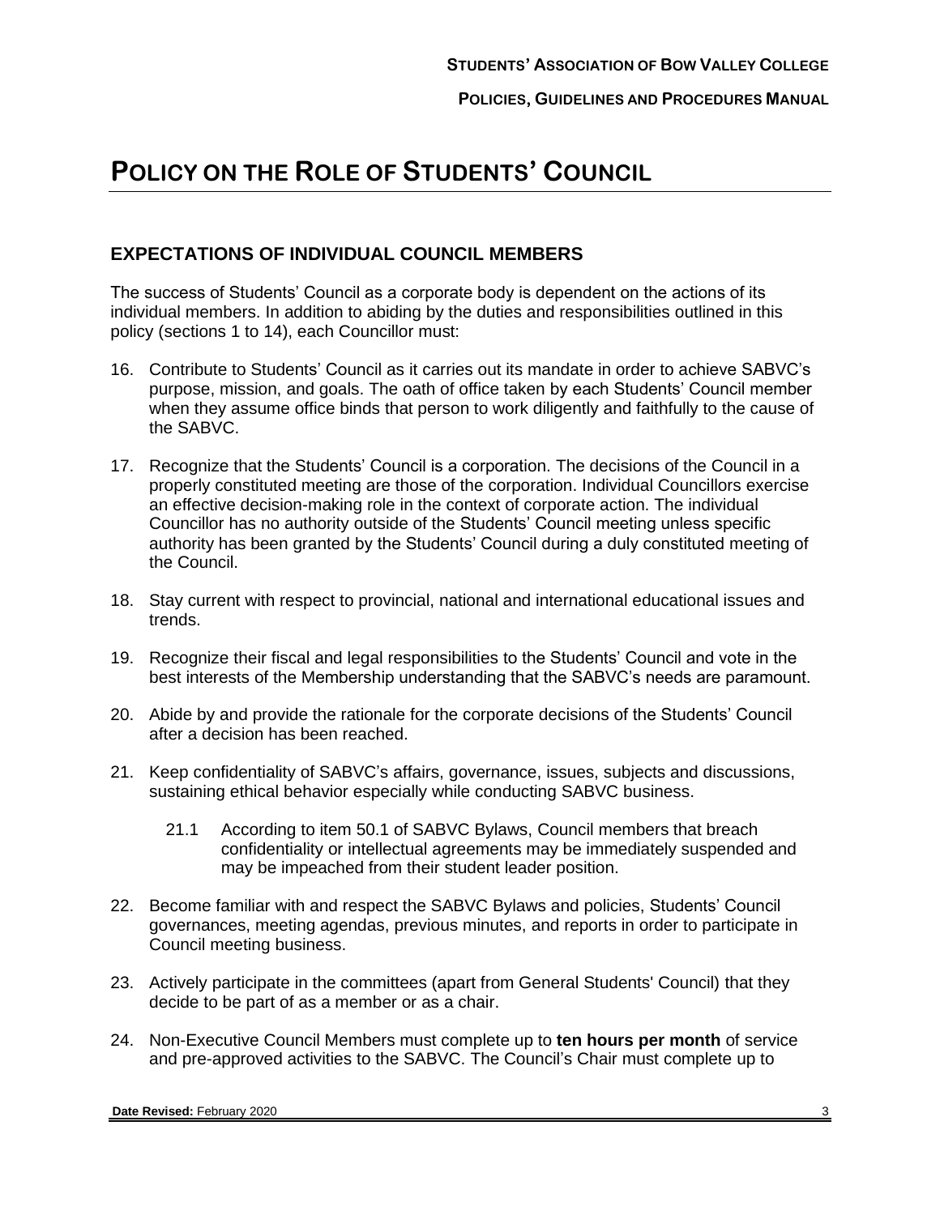# POLICY ON THE ROLE OF STUDENTS' COUNCIL

## EXPECTATIONS OF INDIVIDUAL COUNCIL MEMBERS

The success of Students' Council as a corporate body is dependent on the actions of its individual members. In addition to abiding by the duties and responsibilities outlined in this policy (sections 1 to 14), each Councillor must:

16. Contribute to Students' Council as it carries out its mandate in order to achieve SABVC's purpose, mission, and goals. The oath of office taken by each Students' Council member when they assume office binds that person to work diligently and faithfully to the cause of the SABVC.

17. Recognize that the Students' Council is a corporation. The decisions of the Council in a properly constituted meeting are those of the corporation. Individual Councillors exercise an effective decision-making role in the context of corporate action. The individual Councillor has no authority outside of the Students' Council meeting unless specific authority has been granted by the Students' Council during a duly constituted meeting of the Council.

18. Stay current with respect to provincial, national and international educational issues and trends.

19. Recognize their fiscal and legal responsibilities to the Students' Council and vote in the best interests of the Membership understanding that the SABVC's needs are paramount.

20. Abide by and provide the rationale for the corporate decisions of the Students' Council after a decision has been reached.

21. Keep confidentiality of SABVC's affairs, governance, issues, subjects and discussions, sustaining ethical behavior especially while conducting SABVC business.

    21.1 According to item 50.1 of SABVC Bylaws, Council members that breach confidentiality or intellectual agreements may be immediately suspended and may be impeached from their student leader position.

22. Become familiar with and respect the SABVC Bylaws and policies, Students' Council governances, meeting agendas, previous minutes, and reports in order to participate in Council meeting business.

23. Actively participate in the committees (apart from General Students' Council) that they decide to be part of as a member or as a chair.

24. Non-Executive Council Members must complete up to **ten hours per month** of service and pre-approved activities to the SABVC. The Council's Chair must complete up to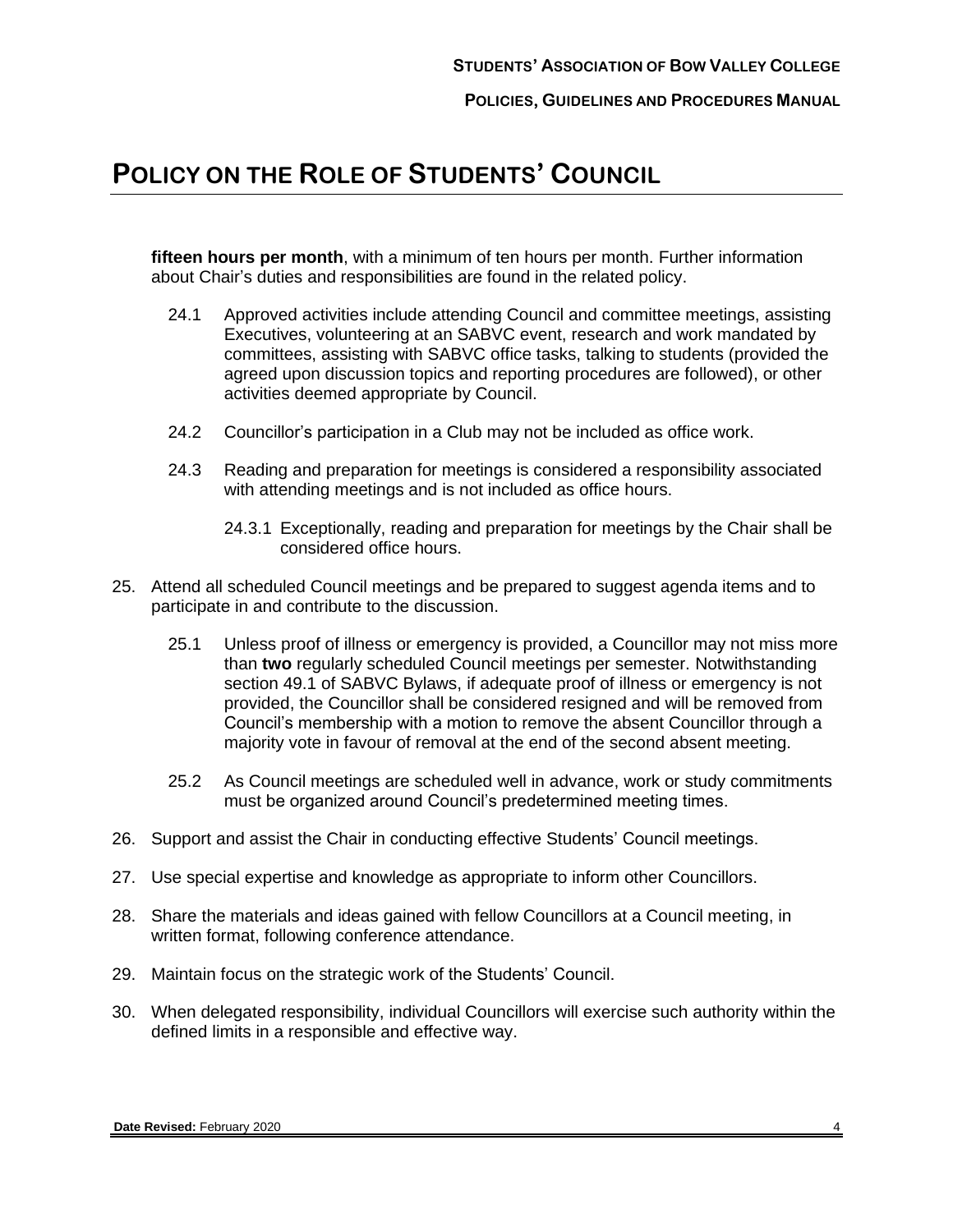# POLICY ON THE ROLE OF STUDENTS' COUNCIL

**fifteen hours per month**, with a minimum of ten hours per month. Further information about Chair's duties and responsibilities are found in the related policy.

24.1 Approved activities include attending Council and committee meetings, assisting Executives, volunteering at an SABVC event, research and work mandated by committees, assisting with SABVC office tasks, talking to students (provided the agreed upon discussion topics and reporting procedures are followed), or other activities deemed appropriate by Council.

24.2 Councillor's participation in a Club may not be included as office work.

24.3 Reading and preparation for meetings is considered a responsibility associated with attending meetings and is not included as office hours.

24.3.1 Exceptionally, reading and preparation for meetings by the Chair shall be considered office hours.

25. Attend all scheduled Council meetings and be prepared to suggest agenda items and to participate in and contribute to the discussion.

25.1 Unless proof of illness or emergency is provided, a Councillor may not miss more than **two** regularly scheduled Council meetings per semester. Notwithstanding section 49.1 of SABVC Bylaws, if adequate proof of illness or emergency is not provided, the Councillor shall be considered resigned and will be removed from Council's membership with a motion to remove the absent Councillor through a majority vote in favour of removal at the end of the second absent meeting.

25.2 As Council meetings are scheduled well in advance, work or study commitments must be organized around Council's predetermined meeting times.

26. Support and assist the Chair in conducting effective Students' Council meetings.

27. Use special expertise and knowledge as appropriate to inform other Councillors.

28. Share the materials and ideas gained with fellow Councillors at a Council meeting, in written format, following conference attendance.

29. Maintain focus on the strategic work of the Students' Council.

30. When delegated responsibility, individual Councillors will exercise such authority within the defined limits in a responsible and effective way.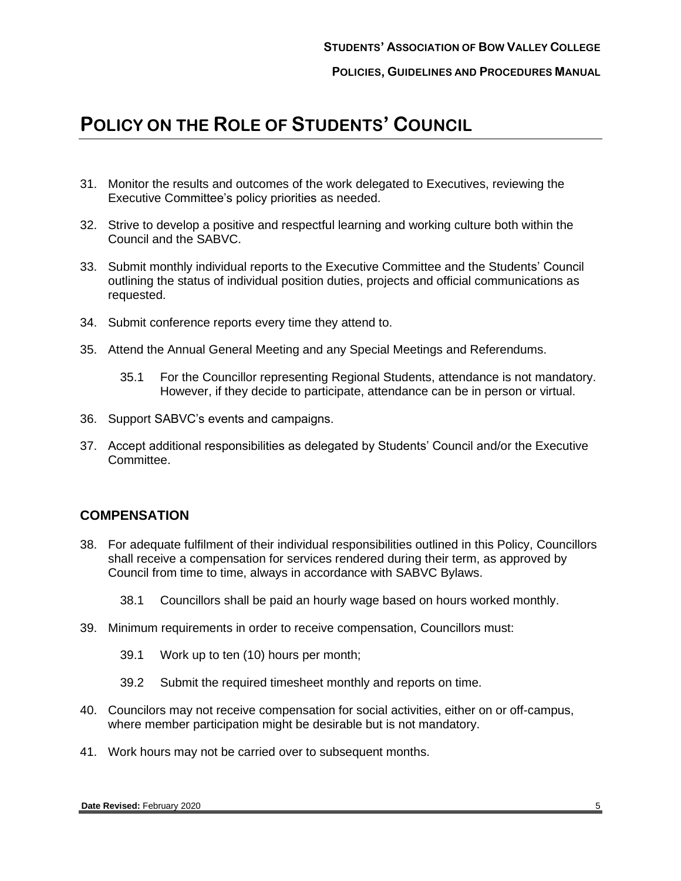# POLICY ON THE ROLE OF STUDENTS' COUNCIL

31. Monitor the results and outcomes of the work delegated to Executives, reviewing the Executive Committee's policy priorities as needed.

32. Strive to develop a positive and respectful learning and working culture both within the Council and the SABVC.

33. Submit monthly individual reports to the Executive Committee and the Students' Council outlining the status of individual position duties, projects and official communications as requested.

34. Submit conference reports every time they attend to.

35. Attend the Annual General Meeting and any Special Meetings and Referendums.

    35.1 For the Councillor representing Regional Students, attendance is not mandatory. However, if they decide to participate, attendance can be in person or virtual.

36. Support SABVC's events and campaigns.

37. Accept additional responsibilities as delegated by Students' Council and/or the Executive Committee.

## COMPENSATION

38. For adequate fulfilment of their individual responsibilities outlined in this Policy, Councillors shall receive a compensation for services rendered during their term, as approved by Council from time to time, always in accordance with SABVC Bylaws.

    38.1 Councillors shall be paid an hourly wage based on hours worked monthly.

39. Minimum requirements in order to receive compensation, Councillors must:

    39.1 Work up to ten (10) hours per month;

    39.2 Submit the required timesheet monthly and reports on time.

40. Councilors may not receive compensation for social activities, either on or off-campus, where member participation might be desirable but is not mandatory.

41. Work hours may not be carried over to subsequent months.

**Date Revised:** February 2020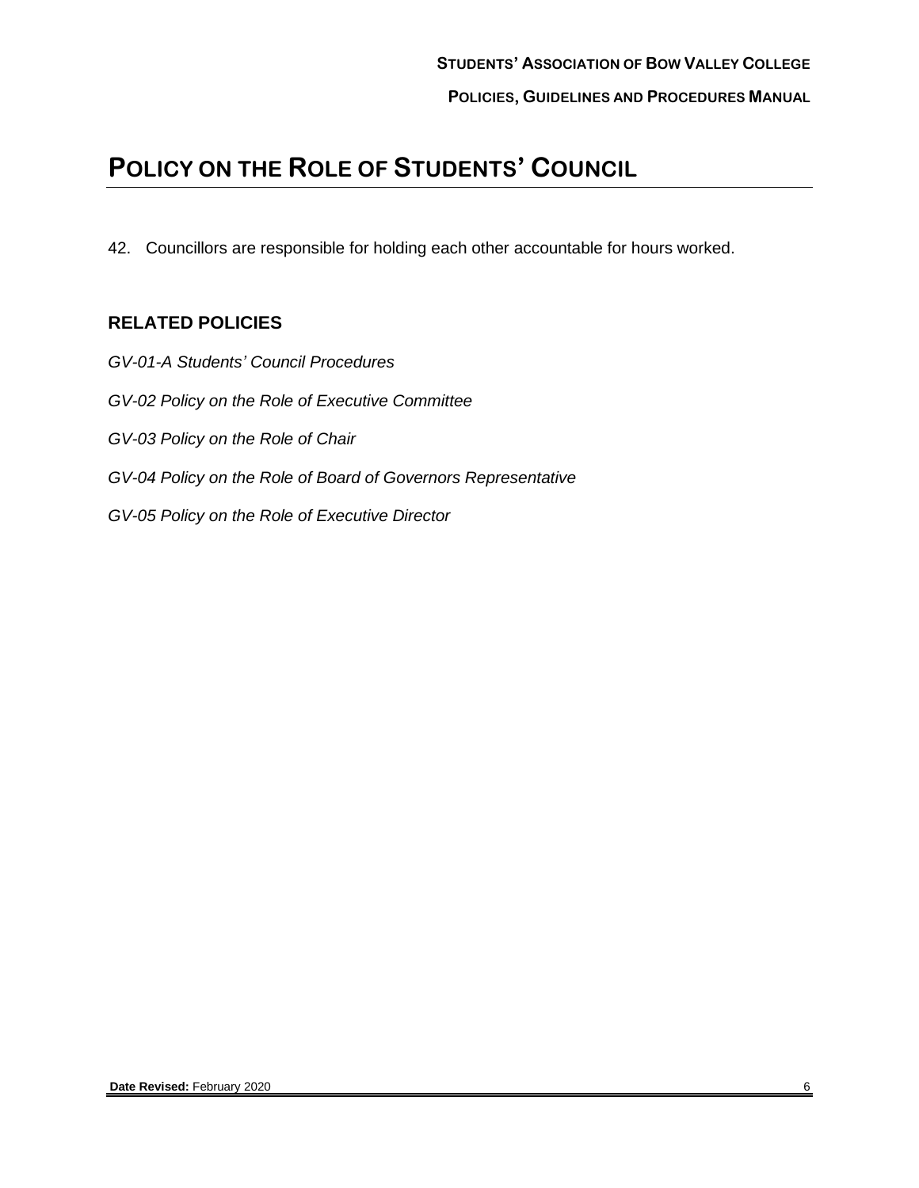# POLICY ON THE ROLE OF STUDENTS' COUNCIL

42. Councillors are responsible for holding each other accountable for hours worked.

## RELATED POLICIES

*GV-01-A Students' Council Procedures*

*GV-02 Policy on the Role of Executive Committee*

*GV-03 Policy on the Role of Chair*

*GV-04 Policy on the Role of Board of Governors Representative*

*GV-05 Policy on the Role of Executive Director*